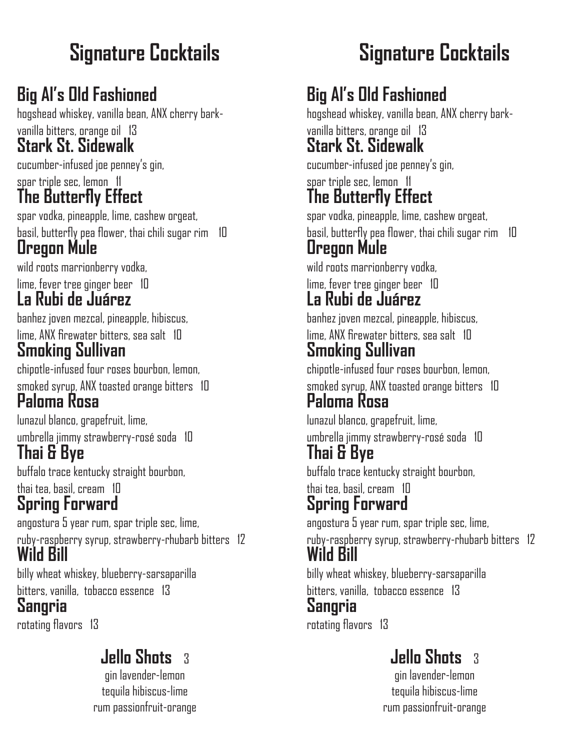# Signature Cocktails

### Big Al's Old Fashioned
hogshead whiskey, vanilla bean, ANX cherry bark-vanilla bitters, orange oil 13

### Stark St. Sidewalk
cucumber-infused joe penney's gin, spar triple sec, lemon 11

### The Butterfly Effect
spar vodka, pineapple, lime, cashew orgeat, basil, butterfly pea flower, thai chili sugar rim 10

### Oregon Mule
wild roots marrionberry vodka, lime, fever tree ginger beer 10

### La Rubi de Juárez
banhez joven mezcal, pineapple, hibiscus, lime, ANX firewater bitters, sea salt 10

### Smoking Sullivan
chipotle-infused four roses bourbon, lemon, smoked syrup, ANX toasted orange bitters 10

### Paloma Rosa
lunazul blanco, grapefruit, lime, umbrella jimmy strawberry-rosé soda 10

### Thai & Bye
buffalo trace kentucky straight bourbon, thai tea, basil, cream 10

### Spring Forward
angostura 5 year rum, spar triple sec, lime, ruby-raspberry syrup, strawberry-rhubarb bitters 12

### Wild Bill
billy wheat whiskey, blueberry-sarsaparilla bitters, vanilla, tobacco essence 13

### Sangria
rotating flavors 13

## Jello Shots 3
gin lavender-lemon
tequila hibiscus-lime
rum passionfruit-orange

# Signature Cocktails

### Big Al's Old Fashioned
hogshead whiskey, vanilla bean, ANX cherry bark-vanilla bitters, orange oil 13

### Stark St. Sidewalk
cucumber-infused joe penney's gin, spar triple sec, lemon 11

### The Butterfly Effect
spar vodka, pineapple, lime, cashew orgeat, basil, butterfly pea flower, thai chili sugar rim 10

### Oregon Mule
wild roots marrionberry vodka, lime, fever tree ginger beer 10

### La Rubi de Juárez
banhez joven mezcal, pineapple, hibiscus, lime, ANX firewater bitters, sea salt 10

### Smoking Sullivan
chipotle-infused four roses bourbon, lemon, smoked syrup, ANX toasted orange bitters 10

### Paloma Rosa
lunazul blanco, grapefruit, lime, umbrella jimmy strawberry-rosé soda 10

### Thai & Bye
buffalo trace kentucky straight bourbon, thai tea, basil, cream 10

### Spring Forward
angostura 5 year rum, spar triple sec, lime, ruby-raspberry syrup, strawberry-rhubarb bitters 12

### Wild Bill
billy wheat whiskey, blueberry-sarsaparilla bitters, vanilla, tobacco essence 13

### Sangria
rotating flavors 13

## Jello Shots 3
gin lavender-lemon
tequila hibiscus-lime
rum passionfruit-orange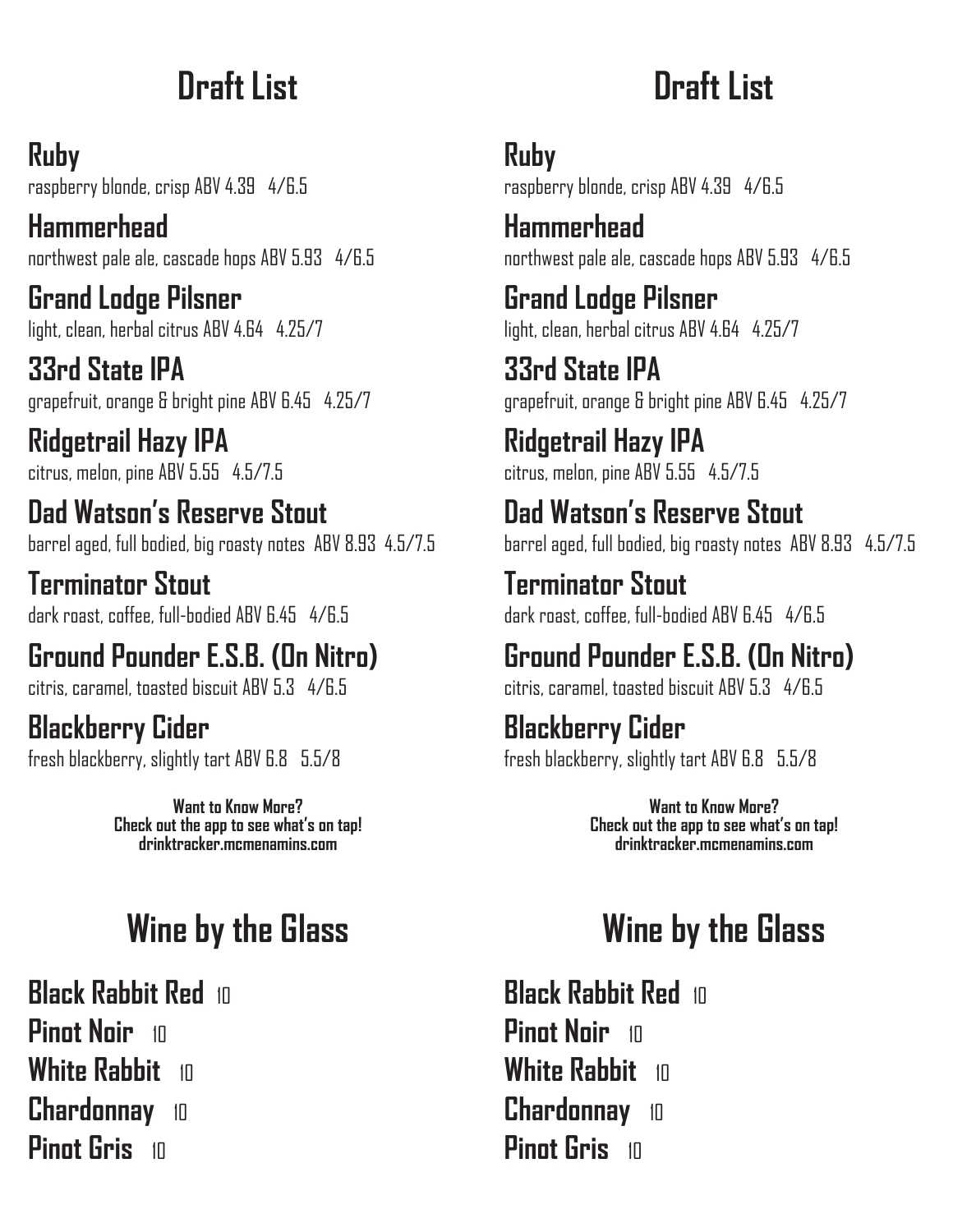# Draft List

**Ruby**
raspberry blonde, crisp ABV 4.39 4/6.5

**Hammerhead**
northwest pale ale, cascade hops ABV 5.93 4/6.5

**Grand Lodge Pilsner**
light, clean, herbal citrus ABV 4.64 4.25/7

**33rd State IPA**
grapefruit, orange & bright pine ABV 6.45 4.25/7

**Ridgetrail Hazy IPA**
citrus, melon, pine ABV 5.55 4.5/7.5

**Dad Watson's Reserve Stout**
barrel aged, full bodied, big roasty notes ABV 8.93 4.5/7.5

**Terminator Stout**
dark roast, coffee, full-bodied ABV 6.45 4/6.5

**Ground Pounder E.S.B. (On Nitro)**
citris, caramel, toasted biscuit ABV 5.3 4/6.5

**Blackberry Cider**
fresh blackberry, slightly tart ABV 6.8 5.5/8

**Want to Know More?**
**Check out the app to see what's on tap!**
**drinktracker.mcmenamins.com**

# Wine by the Glass

**Black Rabbit Red** 10
**Pinot Noir** 10
**White Rabbit** 10
**Chardonnay** 10
**Pinot Gris** 10

# Draft List

**Ruby**
raspberry blonde, crisp ABV 4.39 4/6.5

**Hammerhead**
northwest pale ale, cascade hops ABV 5.93 4/6.5

**Grand Lodge Pilsner**
light, clean, herbal citrus ABV 4.64 4.25/7

**33rd State IPA**
grapefruit, orange & bright pine ABV 6.45 4.25/7

**Ridgetrail Hazy IPA**
citrus, melon, pine ABV 5.55 4.5/7.5

**Dad Watson's Reserve Stout**
barrel aged, full bodied, big roasty notes ABV 8.93 4.5/7.5

**Terminator Stout**
dark roast, coffee, full-bodied ABV 6.45 4/6.5

**Ground Pounder E.S.B. (On Nitro)**
citris, caramel, toasted biscuit ABV 5.3 4/6.5

**Blackberry Cider**
fresh blackberry, slightly tart ABV 6.8 5.5/8

**Want to Know More?**
**Check out the app to see what's on tap!**
**drinktracker.mcmenamins.com**

# Wine by the Glass

**Black Rabbit Red** 10
**Pinot Noir** 10
**White Rabbit** 10
**Chardonnay** 10
**Pinot Gris** 10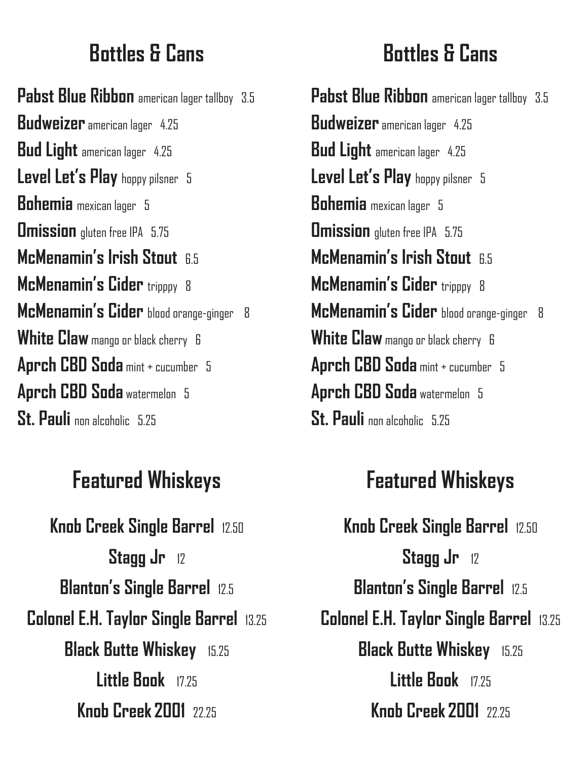## Bottles & Cans

**Pabst Blue Ribbon** american lager tallboy 3.5

**Budweizer** american lager 4.25

**Bud Light** american lager 4.25

**Level Let's Play** hoppy pilsner 5

**Bohemia** mexican lager 5

**Omission** gluten free IPA 5.75

**McMenamin's Irish Stout** 6.5

**McMenamin's Cider** tripppy 8

**McMenamin's Cider** blood orange-ginger 8

**White Claw** mango or black cherry 6

**Aprch CBD Soda** mint + cucumber 5

**Aprch CBD Soda** watermelon 5

**St. Pauli** non alcoholic 5.25

## Featured Whiskeys

**Knob Creek Single Barrel** 12.50

**Stagg Jr** 12

**Blanton's Single Barrel** 12.5

**Colonel E.H. Taylor Single Barrel** 13.25

**Black Butte Whiskey** 15.25

**Little Book** 17.25

**Knob Creek 2001** 22.25

## Bottles & Cans

**Pabst Blue Ribbon** american lager tallboy 3.5

**Budweizer** american lager 4.25

**Bud Light** american lager 4.25

**Level Let's Play** hoppy pilsner 5

**Bohemia** mexican lager 5

**Omission** gluten free IPA 5.75

**McMenamin's Irish Stout** 6.5

**McMenamin's Cider** tripppy 8

**McMenamin's Cider** blood orange-ginger 8

**White Claw** mango or black cherry 6

**Aprch CBD Soda** mint + cucumber 5

**Aprch CBD Soda** watermelon 5

**St. Pauli** non alcoholic 5.25

## Featured Whiskeys

**Knob Creek Single Barrel** 12.50

**Stagg Jr** 12

**Blanton's Single Barrel** 12.5

**Colonel E.H. Taylor Single Barrel** 13.25

**Black Butte Whiskey** 15.25

**Little Book** 17.25

**Knob Creek 2001** 22.25